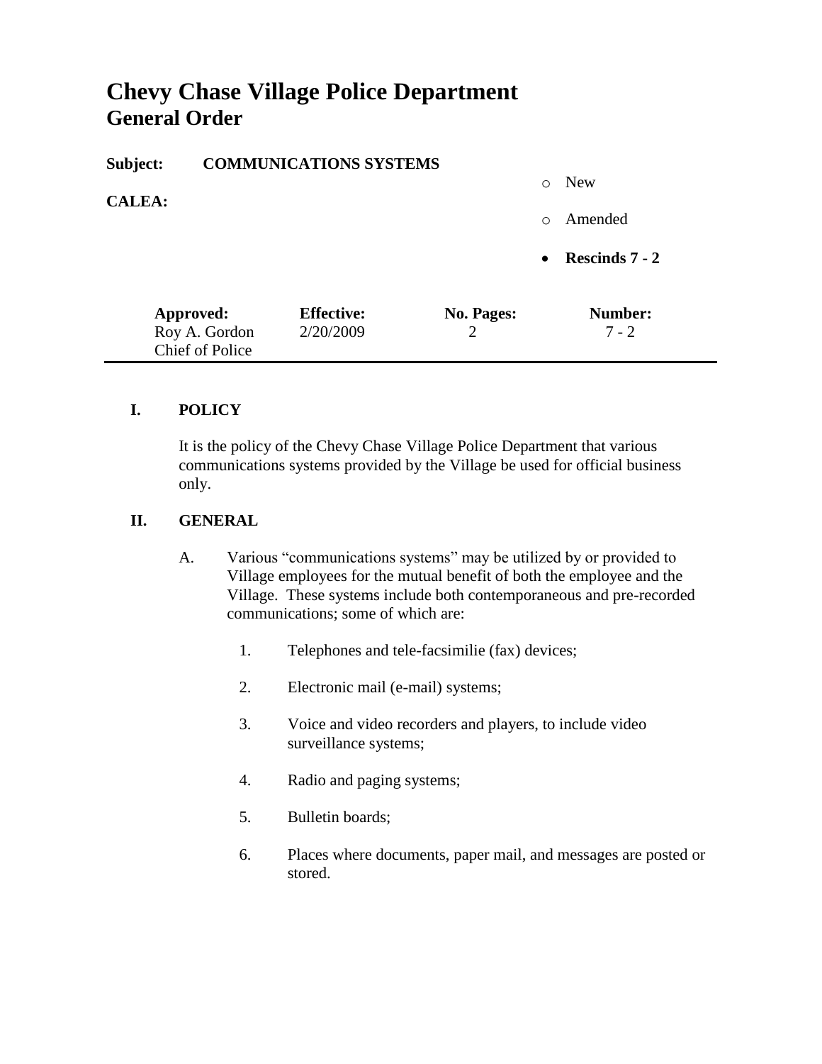# Chevy Chase Village Police Department
## General Order

**Subject:** **COMMUNICATIONS SYSTEMS**

**CALEA:**

- New
- Amended
- **Rescinds 7 - 2**

| **Approved:** | **Effective:** | **No. Pages:** | **Number:** |
|---|---|---|---|
| Roy A. Gordon<br>Chief of Police | 2/20/2009 | 2 | 7 - 2 |

---

**I. POLICY**

It is the policy of the Chevy Chase Village Police Department that various communications systems provided by the Village be used for official business only.

**II. GENERAL**

A. Various "communications systems" may be utilized by or provided to Village employees for the mutual benefit of both the employee and the Village. These systems include both contemporaneous and pre-recorded communications; some of which are:

1. Telephones and tele-facsimilie (fax) devices;
2. Electronic mail (e-mail) systems;
3. Voice and video recorders and players, to include video surveillance systems;
4. Radio and paging systems;
5. Bulletin boards;
6. Places where documents, paper mail, and messages are posted or stored.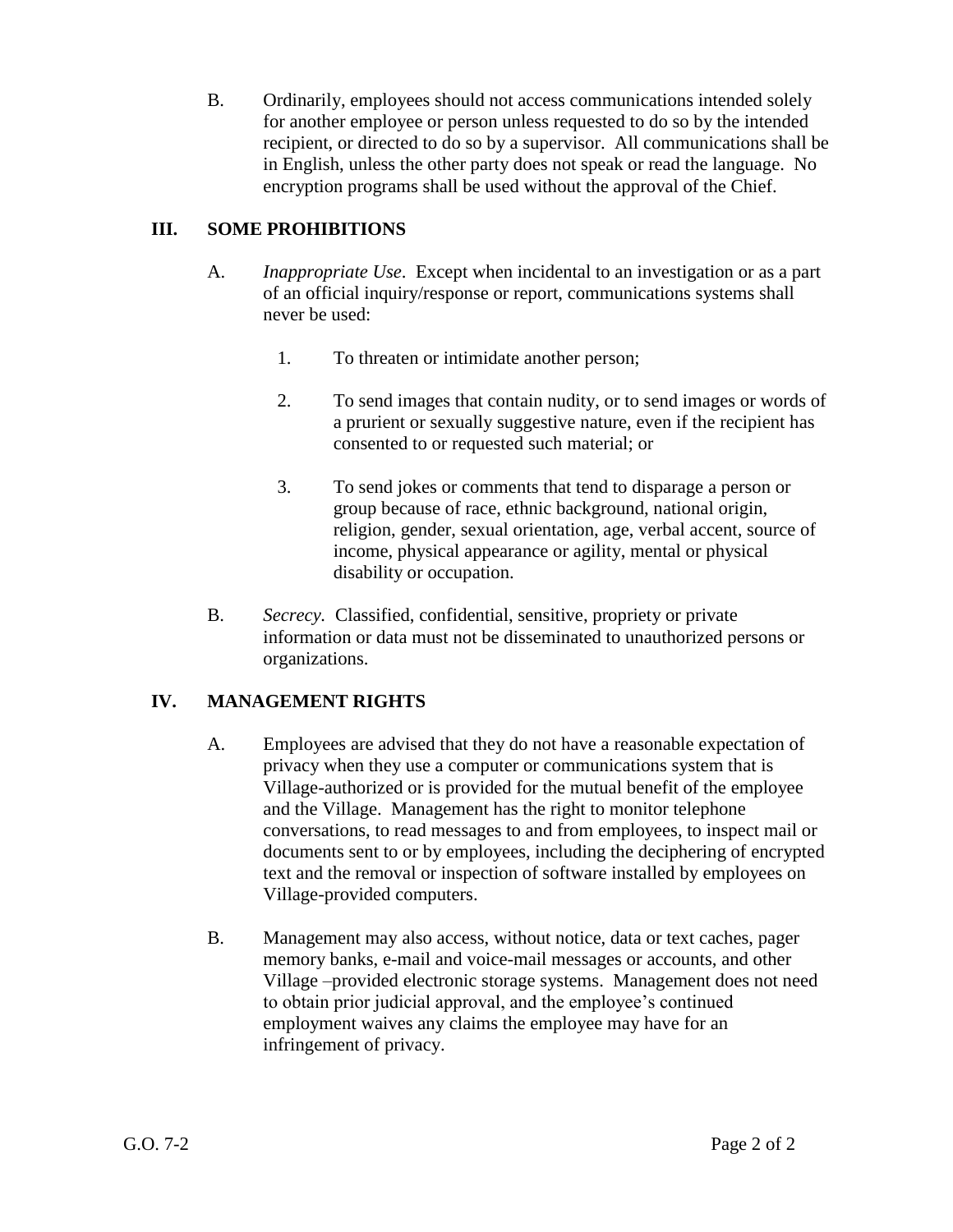B. Ordinarily, employees should not access communications intended solely for another employee or person unless requested to do so by the intended recipient, or directed to do so by a supervisor. All communications shall be in English, unless the other party does not speak or read the language. No encryption programs shall be used without the approval of the Chief.

## III. SOME PROHIBITIONS

A. *Inappropriate Use*. Except when incidental to an investigation or as a part of an official inquiry/response or report, communications systems shall never be used:

1. To threaten or intimidate another person;

2. To send images that contain nudity, or to send images or words of a prurient or sexually suggestive nature, even if the recipient has consented to or requested such material; or

3. To send jokes or comments that tend to disparage a person or group because of race, ethnic background, national origin, religion, gender, sexual orientation, age, verbal accent, source of income, physical appearance or agility, mental or physical disability or occupation.

B. *Secrecy.* Classified, confidential, sensitive, propriety or private information or data must not be disseminated to unauthorized persons or organizations.

## IV. MANAGEMENT RIGHTS

A. Employees are advised that they do not have a reasonable expectation of privacy when they use a computer or communications system that is Village-authorized or is provided for the mutual benefit of the employee and the Village. Management has the right to monitor telephone conversations, to read messages to and from employees, to inspect mail or documents sent to or by employees, including the deciphering of encrypted text and the removal or inspection of software installed by employees on Village-provided computers.

B. Management may also access, without notice, data or text caches, pager memory banks, e-mail and voice-mail messages or accounts, and other Village –provided electronic storage systems. Management does not need to obtain prior judicial approval, and the employee's continued employment waives any claims the employee may have for an infringement of privacy.

G.O. 7-2